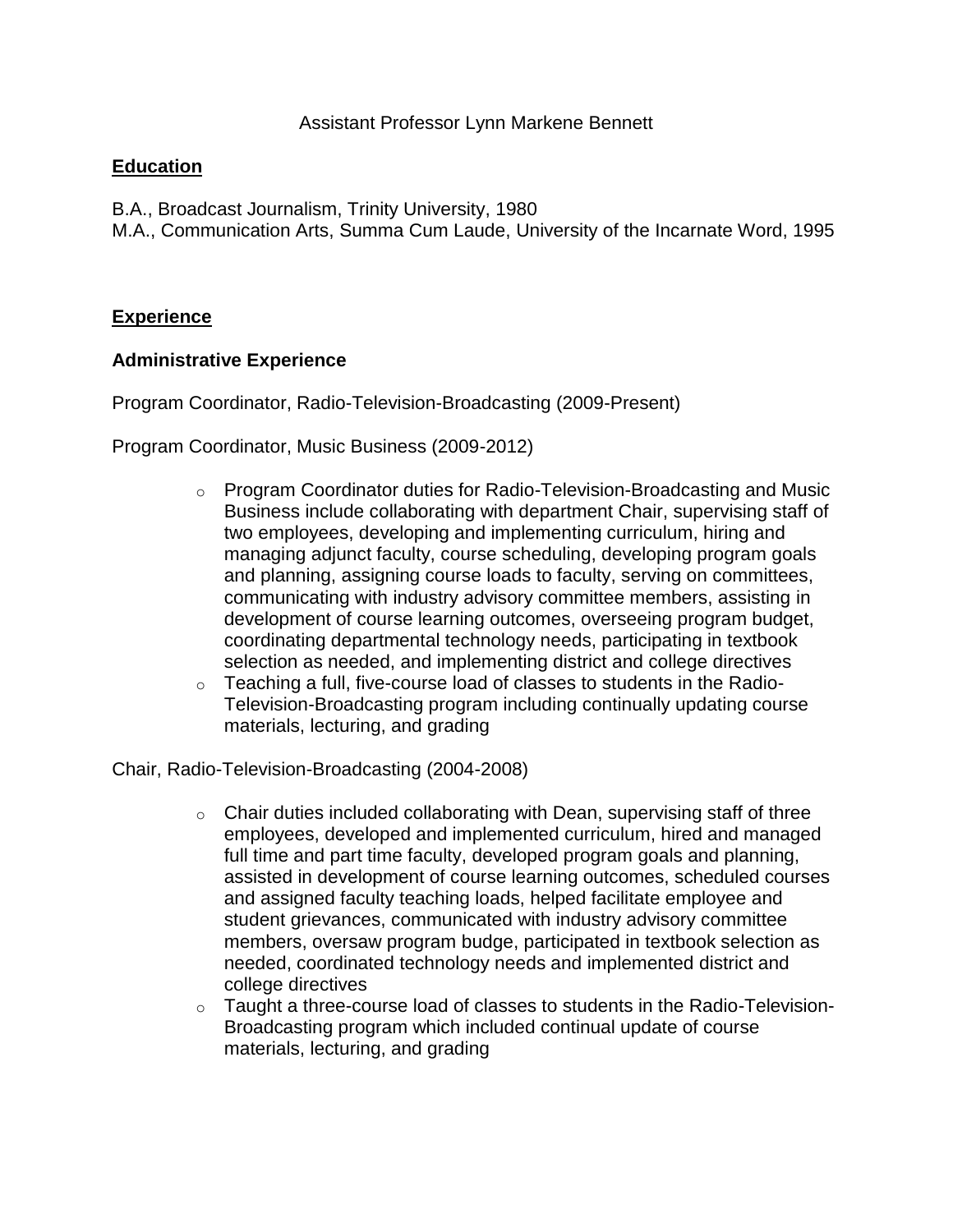Assistant Professor Lynn Markene Bennett

## Education

B.A., Broadcast Journalism, Trinity University, 1980
M.A., Communication Arts, Summa Cum Laude, University of the Incarnate Word, 1995

## Experience

### Administrative Experience

Program Coordinator, Radio-Television-Broadcasting (2009-Present)

Program Coordinator, Music Business (2009-2012)

- Program Coordinator duties for Radio-Television-Broadcasting and Music Business include collaborating with department Chair, supervising staff of two employees, developing and implementing curriculum, hiring and managing adjunct faculty, course scheduling, developing program goals and planning, assigning course loads to faculty, serving on committees, communicating with industry advisory committee members, assisting in development of course learning outcomes, overseeing program budget, coordinating departmental technology needs, participating in textbook selection as needed, and implementing district and college directives
- Teaching a full, five-course load of classes to students in the Radio-Television-Broadcasting program including continually updating course materials, lecturing, and grading

Chair, Radio-Television-Broadcasting (2004-2008)

- Chair duties included collaborating with Dean, supervising staff of three employees, developed and implemented curriculum, hired and managed full time and part time faculty, developed program goals and planning, assisted in development of course learning outcomes, scheduled courses and assigned faculty teaching loads, helped facilitate employee and student grievances, communicated with industry advisory committee members, oversaw program budge, participated in textbook selection as needed, coordinated technology needs and implemented district and college directives
- Taught a three-course load of classes to students in the Radio-Television-Broadcasting program which included continual update of course materials, lecturing, and grading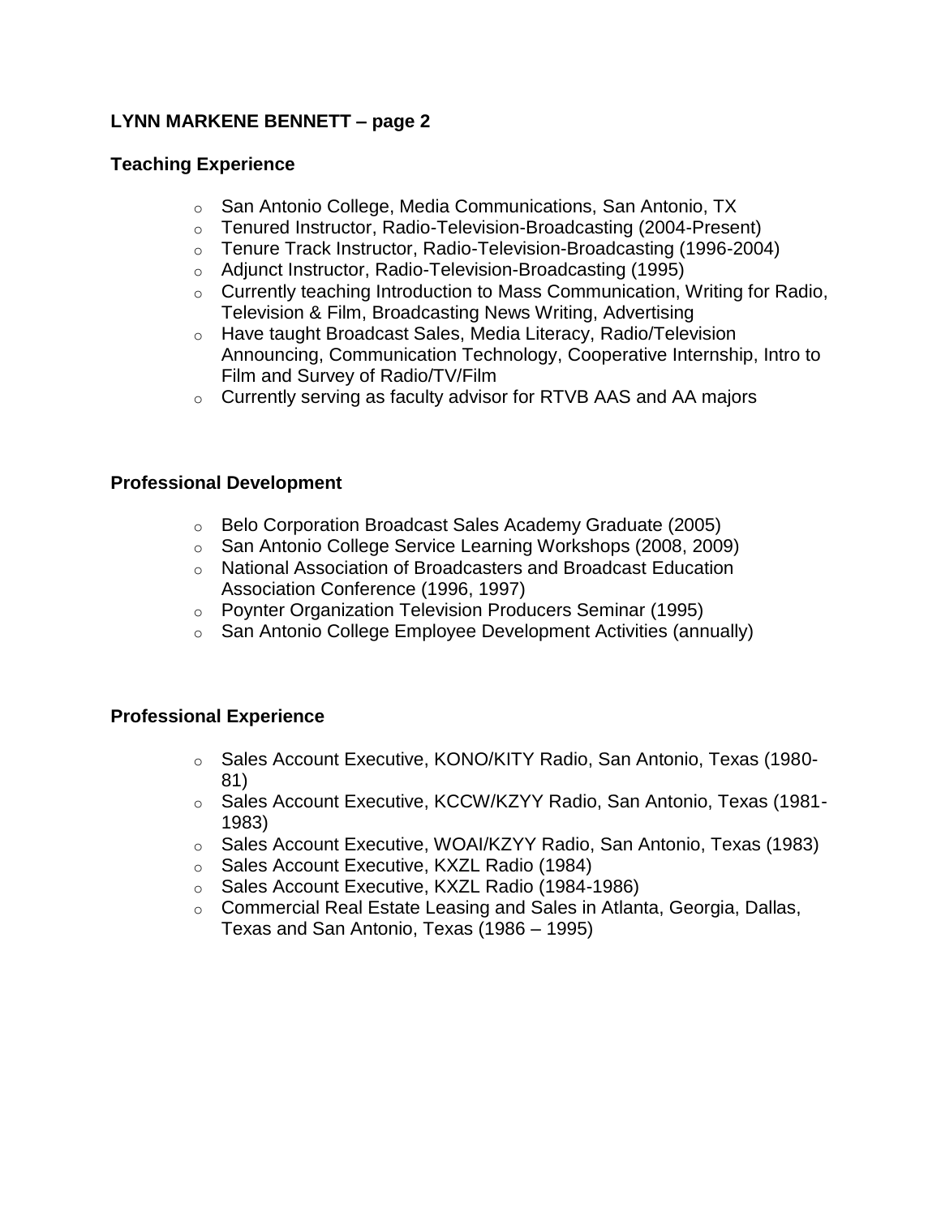## Teaching Experience

- San Antonio College, Media Communications, San Antonio, TX
- Tenured Instructor, Radio-Television-Broadcasting (2004-Present)
- Tenure Track Instructor, Radio-Television-Broadcasting (1996-2004)
- Adjunct Instructor, Radio-Television-Broadcasting (1995)
- Currently teaching Introduction to Mass Communication, Writing for Radio, Television & Film, Broadcasting News Writing, Advertising
- Have taught Broadcast Sales, Media Literacy, Radio/Television Announcing, Communication Technology, Cooperative Internship, Intro to Film and Survey of Radio/TV/Film
- Currently serving as faculty advisor for RTVB AAS and AA majors

## Professional Development

- Belo Corporation Broadcast Sales Academy Graduate (2005)
- San Antonio College Service Learning Workshops (2008, 2009)
- National Association of Broadcasters and Broadcast Education Association Conference (1996, 1997)
- Poynter Organization Television Producers Seminar (1995)
- San Antonio College Employee Development Activities (annually)

## Professional Experience

- Sales Account Executive, KONO/KITY Radio, San Antonio, Texas (1980-81)
- Sales Account Executive, KCCW/KZYY Radio, San Antonio, Texas (1981-1983)
- Sales Account Executive, WOAI/KZYY Radio, San Antonio, Texas (1983)
- Sales Account Executive, KXZL Radio (1984)
- Sales Account Executive, KXZL Radio (1984-1986)
- Commercial Real Estate Leasing and Sales in Atlanta, Georgia, Dallas, Texas and San Antonio, Texas (1986 – 1995)